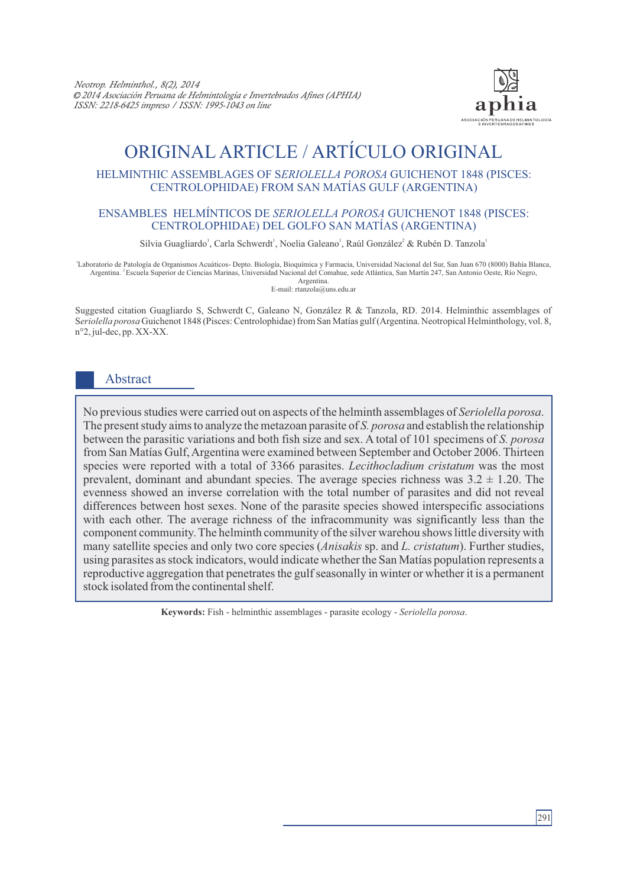# ORIGINAL ARTICLE / ARTÍCULO ORIGINAL

## HELMINTHIC ASSEMBLAGES OF *SERIOLELLA POROSA* GUICHENOT 1848 (PISCES: CENTROLOPHIDAE) FROM SAN MATÍAS GULF (ARGENTINA)

## ENSAMBLES HELMÍNTICOS DE *SERIOLELLA POROSA* GUICHENOT 1848 (PISCES: CENTROLOPHIDAE) DEL GOLFO SAN MATÍAS (ARGENTINA)

Silvia Guagliardo[1], Carla Schwerdt[1], Noelia Galeano[1], Raúl González[2] & Rubén D. Tanzola[1]

[1]Laboratorio de Patología de Organismos Acuáticos- Depto. Biología, Bioquímica y Farmacia, Universidad Nacional del Sur, San Juan 670 (8000) Bahía Blanca, Argentina. [2]Escuela Superior de Ciencias Marinas, Universidad Nacional del Comahue, sede Atlántica, San Martín 247, San Antonio Oeste, Río Negro, Argentina.
E-mail: rtanzola@uns.edu.ar

Suggested citation Guagliardo S, Schwerdt C, Galeano N, González R & Tanzola, RD. 2014. Helminthic assemblages of S*eriolella porosa* Guichenot 1848 (Pisces: Centrolophidae) from San Matías gulf (Argentina. Neotropical Helminthology, vol. 8, n°2, jul-dec, pp. XX-XX.

## Abstract

No previous studies were carried out on aspects of the helminth assemblages of *Seriolella porosa*. The present study aims to analyze the metazoan parasite of *S. porosa* and establish the relationship between the parasitic variations and both fish size and sex. A total of 101 specimens of *S. porosa* from San Matías Gulf, Argentina were examined between September and October 2006. Thirteen species were reported with a total of 3366 parasites. *Lecithocladium cristatum* was the most prevalent, dominant and abundant species. The average species richness was 3.2 ± 1.20. The evenness showed an inverse correlation with the total number of parasites and did not reveal differences between host sexes. None of the parasite species showed interspecific associations with each other. The average richness of the infracommunity was significantly less than the component community. The helminth community of the silver warehou shows little diversity with many satellite species and only two core species (*Anisakis* sp. and *L. cristatum*). Further studies, using parasites as stock indicators, would indicate whether the San Matías population represents a reproductive aggregation that penetrates the gulf seasonally in winter or whether it is a permanent stock isolated from the continental shelf.

**Keywords:** Fish - helminthic assemblages - parasite ecology - *Seriolella porosa*.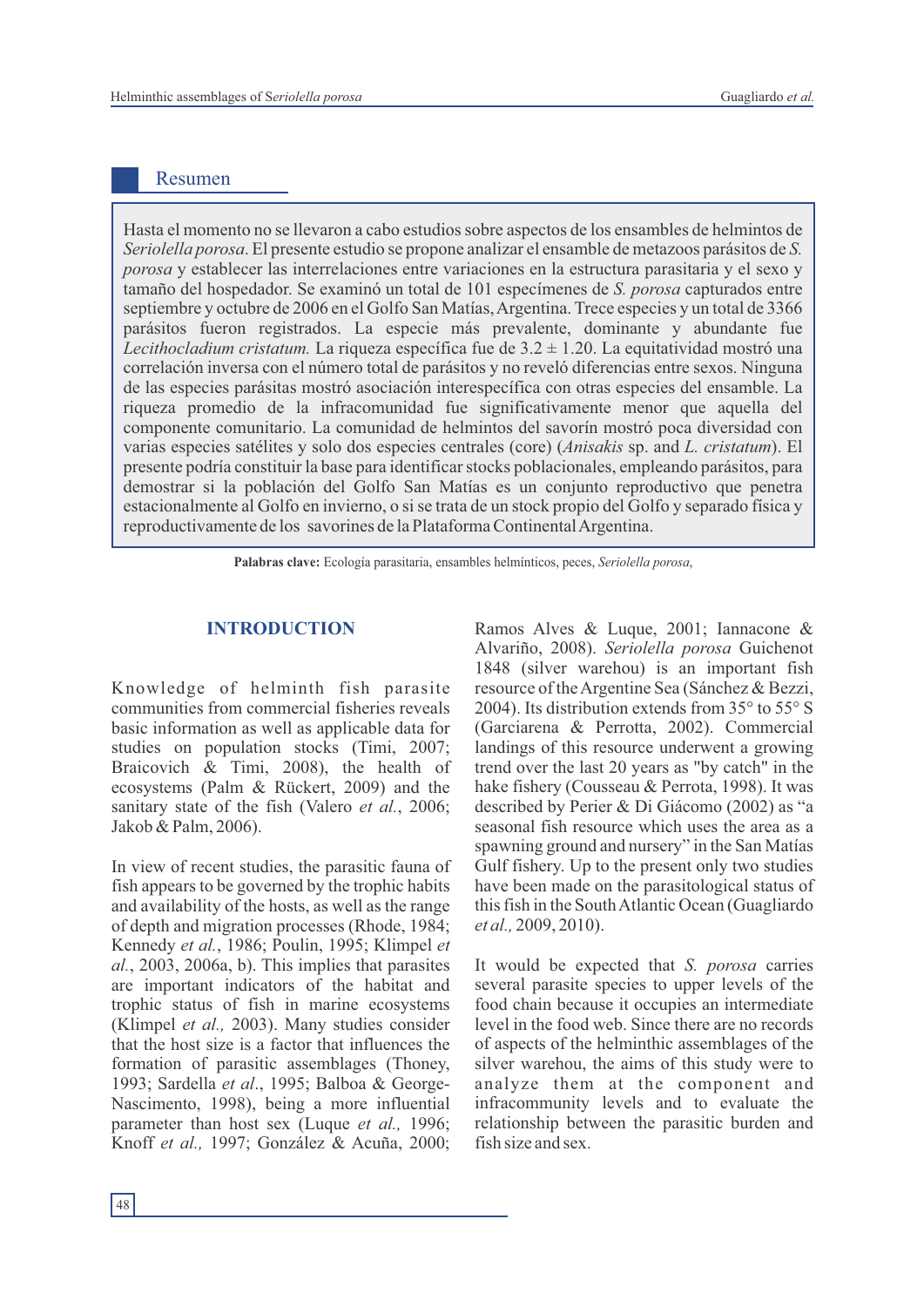## Resumen

Hasta el momento no se llevaron a cabo estudios sobre aspectos de los ensambles de helmintos de *Seriolella porosa*. El presente estudio se propone analizar el ensamble de metazoos parásitos de *S. porosa* y establecer las interrelaciones entre variaciones en la estructura parasitaria y el sexo y tamaño del hospedador. Se examinó un total de 101 especímenes de *S. porosa* capturados entre septiembre y octubre de 2006 en el Golfo San Matías, Argentina. Trece especies y un total de 3366 parásitos fueron registrados. La especie más prevalente, dominante y abundante fue *Lecithocladium cristatum.* La riqueza específica fue de 3.2 ± 1.20. La equitatividad mostró una correlación inversa con el número total de parásitos y no reveló diferencias entre sexos. Ninguna de las especies parásitas mostró asociación interespecífica con otras especies del ensamble. La riqueza promedio de la infracomunidad fue significativamente menor que aquella del componente comunitario. La comunidad de helmintos del savorín mostró poca diversidad con varias especies satélites y solo dos especies centrales (core) (*Anisakis* sp. and *L. cristatum*). El presente podría constituir la base para identificar stocks poblacionales, empleando parásitos, para demostrar si la población del Golfo San Matías es un conjunto reproductivo que penetra estacionalmente al Golfo en invierno, o si se trata de un stock propio del Golfo y separado física y reproductivamente de los savorines de la Plataforma Continental Argentina.

**Palabras clave:** Ecología parasitaria, ensambles helmínticos, peces, *Seriolella porosa*,

## INTRODUCTION

Knowledge of helminth fish parasite communities from commercial fisheries reveals basic information as well as applicable data for studies on population stocks (Timi, 2007; Braicovich & Timi, 2008), the health of ecosystems (Palm & Rückert, 2009) and the sanitary state of the fish (Valero *et al.*, 2006; Jakob & Palm, 2006).

In view of recent studies, the parasitic fauna of fish appears to be governed by the trophic habits and availability of the hosts, as well as the range of depth and migration processes (Rhode, 1984; Kennedy *et al.*, 1986; Poulin, 1995; Klimpel *et al.*, 2003, 2006a, b). This implies that parasites are important indicators of the habitat and trophic status of fish in marine ecosystems (Klimpel *et al.,* 2003). Many studies consider that the host size is a factor that influences the formation of parasitic assemblages (Thoney, 1993; Sardella *et al*., 1995; Balboa & George-Nascimento, 1998), being a more influential parameter than host sex (Luque *et al.,* 1996; Knoff *et al.,* 1997; González & Acuña, 2000; Ramos Alves & Luque, 2001; Iannacone & Alvariño, 2008). *Seriolella porosa* Guichenot 1848 (silver warehou) is an important fish resource of the Argentine Sea (Sánchez & Bezzi, 2004). Its distribution extends from 35° to 55° S (Garciarena & Perrotta, 2002). Commercial landings of this resource underwent a growing trend over the last 20 years as "by catch" in the hake fishery (Cousseau & Perrota, 1998). It was described by Perier & Di Giácomo (2002) as "a seasonal fish resource which uses the area as a spawning ground and nursery" in the San Matías Gulf fishery. Up to the present only two studies have been made on the parasitological status of this fish in the South Atlantic Ocean (Guagliardo *et al.,* 2009, 2010).

It would be expected that *S. porosa* carries several parasite species to upper levels of the food chain because it occupies an intermediate level in the food web. Since there are no records of aspects of the helminthic assemblages of the silver warehou, the aims of this study were to analyze them at the component and infracommunity levels and to evaluate the relationship between the parasitic burden and fish size and sex.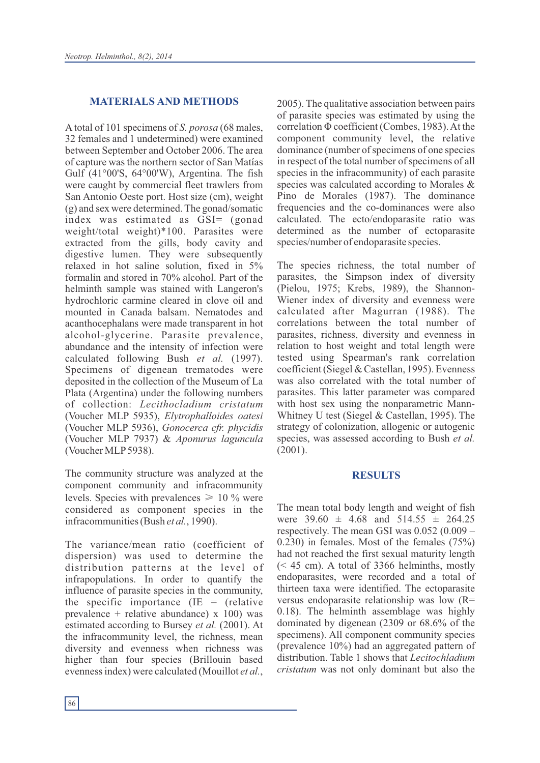## MATERIALS AND METHODS

A total of 101 specimens of *S. porosa* (68 males, 32 females and 1 undetermined) were examined between September and October 2006. The area of capture was the northern sector of San Matías Gulf (41°00'S, 64°00'W), Argentina. The fish were caught by commercial fleet trawlers from San Antonio Oeste port. Host size (cm), weight (g) and sex were determined. The gonad/somatic index was estimated as GSI= (gonad weight/total weight)*100. Parasites were extracted from the gills, body cavity and digestive lumen. They were subsequently relaxed in hot saline solution, fixed in 5% formalin and stored in 70% alcohol. Part of the helminth sample was stained with Langeron's hydrochloric carmine cleared in clove oil and mounted in Canada balsam. Nematodes and acanthocephalans were made transparent in hot alcohol-glycerine. Parasite prevalence, abundance and the intensity of infection were calculated following Bush *et al.* (1997). Specimens of digenean trematodes were deposited in the collection of the Museum of La Plata (Argentina) under the following numbers of collection: *Lecithocladium cristatum* (Voucher MLP 5935), *Elytrophalloides oatesi* (Voucher MLP 5936), *Gonocerca cfr. phycidis* (Voucher MLP 7937) & *Aponurus laguncula* (Voucher MLP 5938).

The community structure was analyzed at the component community and infracommunity levels. Species with prevalences ≥ 10 % were considered as component species in the infracommunities (Bush *et al.*, 1990).

The variance/mean ratio (coefficient of dispersion) was used to determine the distribution patterns at the level of infrapopulations. In order to quantify the influence of parasite species in the community, the specific importance (IE = (relative prevalence + relative abundance) x 100) was estimated according to Bursey *et al.* (2001). At the infracommunity level, the richness, mean diversity and evenness when richness was higher than four species (Brillouin based evenness index) were calculated (Mouillot *et al.*, 2005). The qualitative association between pairs of parasite species was estimated by using the correlation Φ coefficient (Combes, 1983). At the component community level, the relative dominance (number of specimens of one species in respect of the total number of specimens of all species in the infracommunity) of each parasite species was calculated according to Morales & Pino de Morales (1987). The dominance frequencies and the co-dominances were also calculated. The ecto/endoparasite ratio was determined as the number of ectoparasite species/number of endoparasite species.

The species richness, the total number of parasites, the Simpson index of diversity (Pielou, 1975; Krebs, 1989), the Shannon-Wiener index of diversity and evenness were calculated after Magurran (1988). The correlations between the total number of parasites, richness, diversity and evenness in relation to host weight and total length were tested using Spearman's rank correlation coefficient (Siegel & Castellan, 1995). Evenness was also correlated with the total number of parasites. This latter parameter was compared with host sex using the nonparametric Mann-Whitney U test (Siegel & Castellan, 1995). The strategy of colonization, allogenic or autogenic species, was assessed according to Bush *et al.* (2001).

## RESULTS

The mean total body length and weight of fish were 39.60 ± 4.68 and 514.55 ± 264.25 respectively. The mean GSI was 0.052 (0.009 – 0.230) in females. Most of the females (75%) had not reached the first sexual maturity length (< 45 cm). A total of 3366 helminths, mostly endoparasites, were recorded and a total of thirteen taxa were identified. The ectoparasite versus endoparasite relationship was low (R= 0.18). The helminth assemblage was highly dominated by digenean (2309 or 68.6% of the specimens). All component community species (prevalence 10%) had an aggregated pattern of distribution. Table 1 shows that *Lecitochladium cristatum* was not only dominant but also the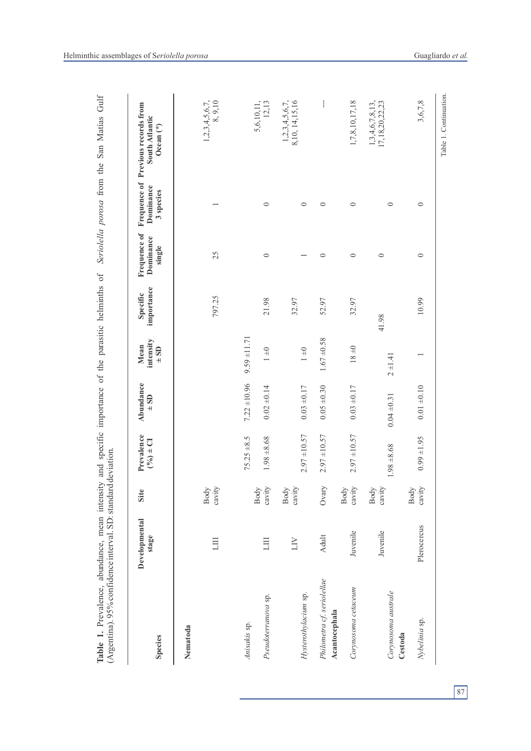**Table 1.** Prevalence, abundance, mean intensity and specific importance of the parasitic helminths of *Seriolella porosa* from the San Matías Gulf (Argentina). 95% confidence interval. SD: standard deviation.

| Species | Developmental stage | Site | Prevalence (%) ± CI | Abundance ± SD | Mean intensity ± SD | Specific importance | Frequence of Dominance single | Frequence of Dominance 3 species | Previous records from South Atlantic Ocean (*) |
|---|---|---|---|---|---|---|---|---|---|
| **Nematoda** | | | | | | | | | |
| *Anisakis* sp. | LIII | Body cavity | 75.25 ±8.5 | 7.22 ±10.96 | 9.59 ±11.71 | 797.25 | 25 | 1 | 1,2,3,4,5,6,7, 8, 9,10 |
| *Pseudoterranova* sp. | LIII | Body cavity | 1.98 ±8.68 | 0.02 ±0.14 | 1 ±0 | 21.98 | 0 | 0 | 5,6,10,11, 12,13 |
| *Hysterothylacium* sp. | LIV | Body cavity | 2.97 ±10.57 | 0.03 ±0.17 | 1 ±0 | 32.97 | 1 | 0 | 1,2,3,4,5,6,7, 8,10, 14,15,16 |
| *Philometra* cf. *seriolellae* | Adult | Ovary | 2.97 ±10.57 | 0.05 ±0.30 | 1.67 ±0.58 | 52.97 | 0 | 0 | --- |
| **Acantocephala** | | | | | | | | | |
| *Corynosoma cetaceum* | Juvenile | Body cavity | 2.97 ±10.57 | 0.03 ±0.17 | 18 ±0 | 32.97 | 0 | 0 | 1,7,8,10,17,18 |
| *Corynosoma australe* | Juvenile | Body cavity | 1.98 ±8.68 | 0.04 ±0.31 | 2 ±1.41 | 41.98 | 0 | 0 | 1,3,4,6,7,8,13, 17,18,20,22,23 |
| **Cestoda** | | | | | | | | | |
| *Nybelinia* sp. | Plerocercus | Body cavity | 0.99 ±1.95 | 0.01 ±0.10 | 1 | 10.99 | 0 | 0 | 3,6,7,8 |

Table 1. Continuation.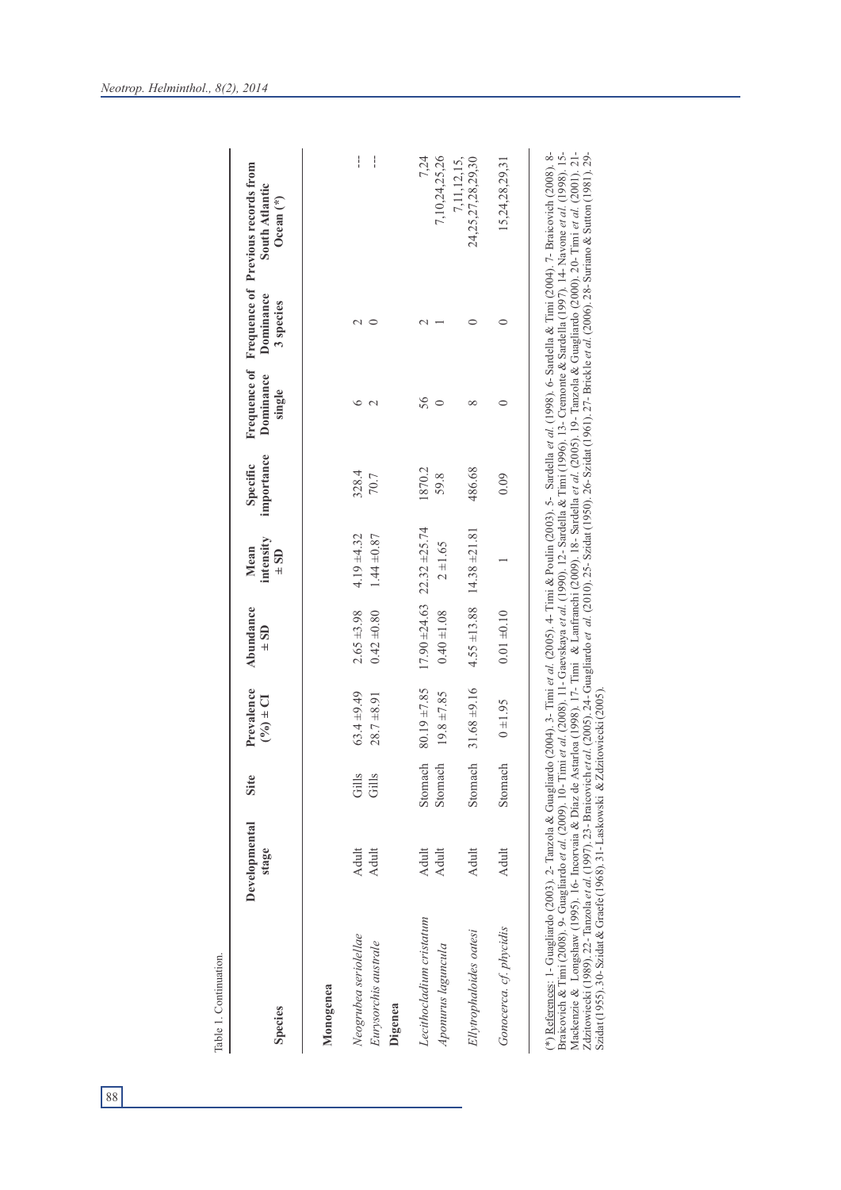Table 1. Continuation.

| Species | Developmental stage | Site | Prevalence (%) ± CI | Abundance ± SD | Mean intensity ± SD | Specific importance | Frequence of Dominance single | Frequence of Dominance 3 species | Previous records from South Atlantic Ocean (*) |
|---|---|---|---|---|---|---|---|---|---|
| **Monogenea** | | | | | | | | | |
| *Neogrubea seriolellae* | Adult | Gills | 63.4 ±9.49 | 2.65 ±3.98 | 4.19 ±4.32 | 328.4 | 6 | 2 | --- |
| *Eurysorchis australe* | Adult | Gills | 28.7 ±8.91 | 0.42 ±0.80 | 1.44 ±0.87 | 70.7 | 2 | 0 | --- |
| **Digenea** | | | | | | | | | |
| *Lecithocladium cristatum* | Adult | Stomach | 80.19 ±7.85 | 17.90 ±24.63 | 22.32 ±25.74 | 1870.2 | 56 | 2 | 7,24 |
| *Aponurus laguncula* | Adult | Stomach | 19.8 ±7.85 | 0.40 ±1.08 | 2 ±1.65 | 59.8 | 0 | 1 | 7,10,24,25,26 |
| *Ellytrophaloides oatesi* | Adult | Stomach | 31.68 ±9.16 | 4.55 ±13.88 | 14.38 ±21.81 | 486.68 | 8 | 0 | 7,11,12,15, 24,25,27,28,29,30 |
| *Gonocerca.* cf. *phycidis* | Adult | Stomach | 0 ±1.95 | 0.01 ±0.10 | 1 | 0.09 | 0 | 0 | 15,24,28,29,31 |

(*) References: 1- Guagliardo (2003). 2- Tanzola & Guagliardo (2004). 3- Timi *et al.* (2005). 4- Timi & Poulin (2003). 5- Sardella *et al.* (1998). 6- Sardella & Timi (2004). 7- Braicovich (2008). 8- Braicovich & Timi (2008). 9- Guagliardo *et al.* (2009). 10- Timi *et al.* (2008). 11- Gaevskaya *et al.* (1990). 12- Sardella & Timi (1996). 13- Cremonte & Sardella (1997). 14- Navone *et al.* (1998). 15- Mackenzie & Longshaw (1995). 16- Incorvaia & Díaz de Astarloa (1998). 17- Timi & Lanfranchi (2009). 18- Sardella *et al.* (2005). 19- Tanzola & Guagliardo (2000). 20- Timi *et al.* (2001). 21- Zdzitowiecki (1989). 22- Tanzola *et al.* (1997). 23- Braicovich *et al.* (2005). 24- Guagliardo *et al.* (2010). 25- Szidat (1950). 26- Szidat (1961). 27- Brickle *et al.* (2006). 28- Suriano & Sutton (1981). 29- Szidat (1955). 30- Szidat & Graefe (1968). 31- Laskowski & Zdzitowiecki (2005).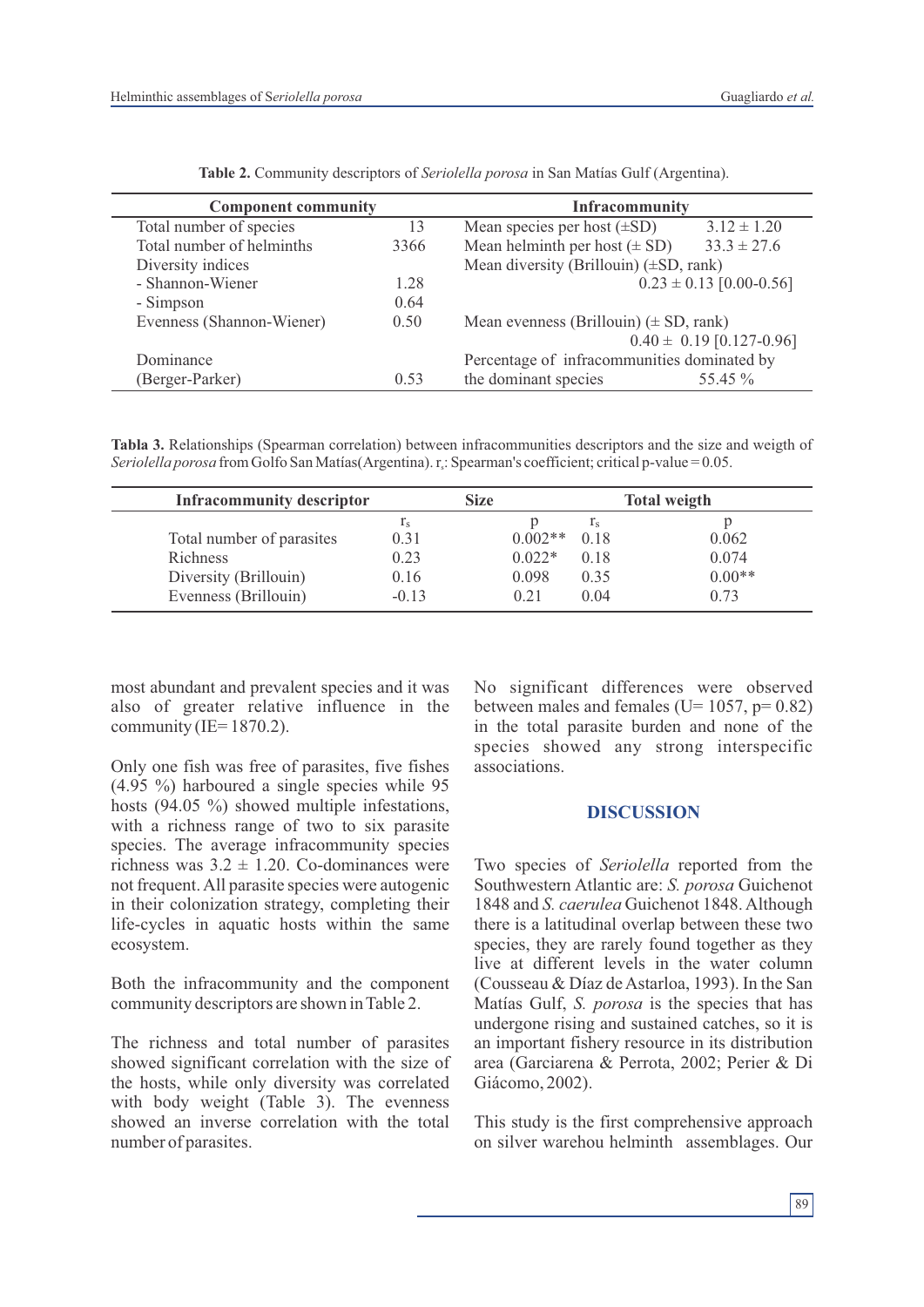**Table 2.** Community descriptors of *Seriolella porosa* in San Matías Gulf (Argentina).

| Component community | | Infracommunity | |
|---|---|---|---|
| Total number of species | 13 | Mean species per host (±SD) | 3.12 ± 1.20 |
| Total number of helminths | 3366 | Mean helminth per host (± SD) | 33.3 ± 27.6 |
| Diversity indices | | Mean diversity (Brillouin) (±SD, rank) | |
| - Shannon-Wiener | 1.28 | | 0.23 ± 0.13 [0.00-0.56] |
| - Simpson | 0.64 | | |
| Evenness (Shannon-Wiener) | 0.50 | Mean evenness (Brillouin) (± SD, rank) | |
| | | | 0.40 ± 0.19 [0.127-0.96] |
| Dominance (Berger-Parker) | 0.53 | Percentage of infracommunities dominated by the dominant species | 55.45 % |

**Tabla 3.** Relationships (Spearman correlation) between infracommunities descriptors and the size and weigth of *Seriolella porosa* from Golfo San Matías (Argentina). $r_s$: Spearman's coefficient; critical p-value = 0.05.

| Infracommunity descriptor | Size | | Total weigth | |
|---|---|---|---|---|
| | $r_s$ | p | $r_s$ | p |
| Total number of parasites | 0.31 | 0.002** | 0.18 | 0.062 |
| Richness | 0.23 | 0.022* | 0.18 | 0.074 |
| Diversity (Brillouin) | 0.16 | 0.098 | 0.35 | 0.00** |
| Evenness (Brillouin) | -0.13 | 0.21 | 0.04 | 0.73 |

most abundant and prevalent species and it was also of greater relative influence in the community (IE= 1870.2).

Only one fish was free of parasites, five fishes (4.95 %) harboured a single species while 95 hosts (94.05 %) showed multiple infestations, with a richness range of two to six parasite species. The average infracommunity species richness was 3.2 ± 1.20. Co-dominances were not frequent. All parasite species were autogenic in their colonization strategy, completing their life-cycles in aquatic hosts within the same ecosystem.

Both the infracommunity and the component community descriptors are shown in Table 2.

The richness and total number of parasites showed significant correlation with the size of the hosts, while only diversity was correlated with body weight (Table 3). The evenness showed an inverse correlation with the total number of parasites.

No significant differences were observed between males and females (U= 1057, p= 0.82) in the total parasite burden and none of the species showed any strong interspecific associations.

## DISCUSSION

Two species of *Seriolella* reported from the Southwestern Atlantic are: *S. porosa* Guichenot 1848 and *S. caerulea* Guichenot 1848. Although there is a latitudinal overlap between these two species, they are rarely found together as they live at different levels in the water column (Cousseau & Díaz de Astarloa, 1993). In the San Matías Gulf, *S. porosa* is the species that has undergone rising and sustained catches, so it is an important fishery resource in its distribution area (Garciarena & Perrota, 2002; Perier & Di Giácomo, 2002).

This study is the first comprehensive approach on silver warehou helminth assemblages. Our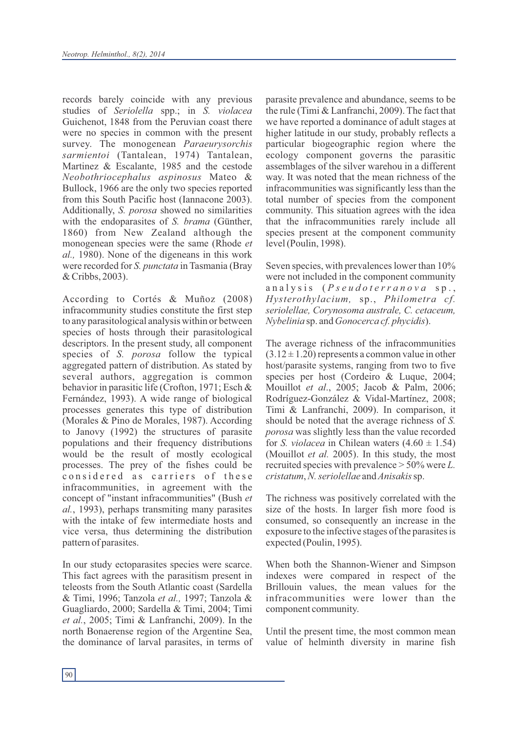records barely coincide with any previous studies of *Seriolella* spp.; in *S. violacea* Guichenot, 1848 from the Peruvian coast there were no species in common with the present survey. The monogenean *Paraeurysorchis sarmientoi* (Tantalean, 1974) Tantalean, Martinez & Escalante, 1985 and the cestode *Neobothriocephalus aspinosus* Mateo & Bullock, 1966 are the only two species reported from this South Pacific host (Iannacone 2003). Additionally, *S. porosa* showed no similarities with the endoparasites of *S. brama* (Günther, 1860) from New Zealand although the monogenean species were the same (Rhode *et al.,* 1980). None of the digeneans in this work were recorded for *S. punctata* in Tasmania (Bray & Cribbs, 2003).

According to Cortés & Muñoz (2008) infracommunity studies constitute the first step to any parasitological analysis within or between species of hosts through their parasitological descriptors. In the present study, all component species of *S. porosa* follow the typical aggregated pattern of distribution. As stated by several authors, aggregation is common behavior in parasitic life (Crofton, 1971; Esch & Fernández, 1993). A wide range of biological processes generates this type of distribution (Morales & Pino de Morales, 1987). According to Janovy (1992) the structures of parasite populations and their frequency distributions would be the result of mostly ecological processes. The prey of the fishes could be considered as carriers of these infracommunities, in agreement with the concept of "instant infracommunities" (Bush *et al.*, 1993), perhaps transmitting many parasites with the intake of few intermediate hosts and vice versa, thus determining the distribution pattern of parasites.

In our study ectoparasites species were scarce. This fact agrees with the parasitism present in teleosts from the South Atlantic coast (Sardella & Timi, 1996; Tanzola *et al.,* 1997; Tanzola & Guagliardo, 2000; Sardella & Timi, 2004; Timi *et al.*, 2005; Timi & Lanfranchi, 2009). In the north Bonaerense region of the Argentine Sea, the dominance of larval parasites, in terms of parasite prevalence and abundance, seems to be the rule (Timi & Lanfranchi, 2009). The fact that we have reported a dominance of adult stages at higher latitude in our study, probably reflects a particular biogeographic region where the ecology component governs the parasitic assemblages of the silver warehou in a different way. It was noted that the mean richness of the infracommunities was significantly less than the total number of species from the component community. This situation agrees with the idea that the infracommunities rarely include all species present at the component community level (Poulin, 1998).

Seven species, with prevalences lower than 10% were not included in the component community analysis (*Pseudoterranova* sp., *Hysterothylacium,* sp., *Philometra cf. seriolellae, Corynosoma australe, C. cetaceum, Nybelinia* sp. and *Gonocerca cf. phycidis*).

The average richness of the infracommunities ($3.12 \pm 1.20$) represents a common value in other host/parasite systems, ranging from two to five species per host (Cordeiro & Luque, 2004; Mouillot *et al*., 2005; Jacob & Palm, 2006; Rodríguez-González & Vidal-Martínez, 2008; Timi & Lanfranchi, 2009). In comparison, it should be noted that the average richness of *S. porosa* was slightly less than the value recorded for *S. violacea* in Chilean waters ($4.60 \pm 1.54$) (Mouillot *et al.* 2005). In this study, the most recruited species with prevalence > 50% were *L. cristatum*, *N. seriolellae* and *Anisakis* sp.

The richness was positively correlated with the size of the hosts. In larger fish more food is consumed, so consequently an increase in the exposure to the infective stages of the parasites is expected (Poulin, 1995).

When both the Shannon-Wiener and Simpson indexes were compared in respect of the Brillouin values, the mean values for the infracommunities were lower than the component community.

Until the present time, the most common mean value of helminth diversity in marine fish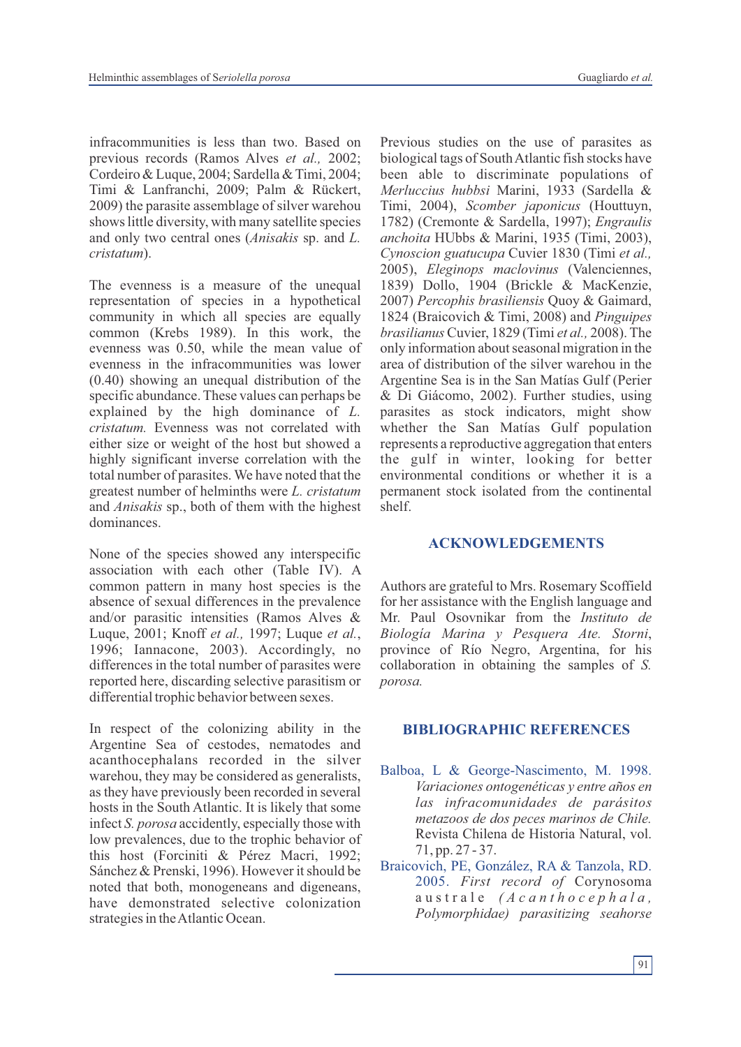infracommunities is less than two. Based on previous records (Ramos Alves *et al.,* 2002; Cordeiro & Luque, 2004; Sardella & Timi, 2004; Timi & Lanfranchi, 2009; Palm & Rückert, 2009) the parasite assemblage of silver warehou shows little diversity, with many satellite species and only two central ones (*Anisakis* sp. and *L. cristatum*).

The evenness is a measure of the unequal representation of species in a hypothetical community in which all species are equally common (Krebs 1989). In this work, the evenness was 0.50, while the mean value of evenness in the infracommunities was lower (0.40) showing an unequal distribution of the specific abundance. These values can perhaps be explained by the high dominance of *L. cristatum.* Evenness was not correlated with either size or weight of the host but showed a highly significant inverse correlation with the total number of parasites. We have noted that the greatest number of helminths were *L. cristatum* and *Anisakis* sp., both of them with the highest dominances.

None of the species showed any interspecific association with each other (Table IV). A common pattern in many host species is the absence of sexual differences in the prevalence and/or parasitic intensities (Ramos Alves & Luque, 2001; Knoff *et al.,* 1997; Luque *et al.*, 1996; Iannacone, 2003). Accordingly, no differences in the total number of parasites were reported here, discarding selective parasitism or differential trophic behavior between sexes.

In respect of the colonizing ability in the Argentine Sea of cestodes, nematodes and acanthocephalans recorded in the silver warehou, they may be considered as generalists, as they have previously been recorded in several hosts in the South Atlantic. It is likely that some infect *S. porosa* accidently, especially those with low prevalences, due to the trophic behavior of this host (Forciniti & Pérez Macri, 1992; Sánchez & Prenski, 1996). However it should be noted that both, monogeneans and digeneans, have demonstrated selective colonization strategies in the Atlantic Ocean.

Previous studies on the use of parasites as biological tags of South Atlantic fish stocks have been able to discriminate populations of *Merluccius hubbsi* Marini, 1933 (Sardella & Timi, 2004), *Scomber japonicus* (Houttuyn, 1782) (Cremonte & Sardella, 1997); *Engraulis anchoita* HUbbs & Marini, 1935 (Timi, 2003), *Cynoscion guatucupa* Cuvier 1830 (Timi *et al.,* 2005), *Eleginops maclovinus* (Valenciennes, 1839) Dollo, 1904 (Brickle & MacKenzie, 2007) *Percophis brasiliensis* Quoy & Gaimard, 1824 (Braicovich & Timi, 2008) and *Pinguipes brasilianus* Cuvier, 1829 (Timi *et al.,* 2008). The only information about seasonal migration in the area of distribution of the silver warehou in the Argentine Sea is in the San Matías Gulf (Perier & Di Giácomo, 2002). Further studies, using parasites as stock indicators, might show whether the San Matías Gulf population represents a reproductive aggregation that enters the gulf in winter, looking for better environmental conditions or whether it is a permanent stock isolated from the continental shelf.

## ACKNOWLEDGEMENTS

Authors are grateful to Mrs. Rosemary Scoffield for her assistance with the English language and Mr. Paul Osovnikar from the *Instituto de Biología Marina y Pesquera Ate. Storni*, province of Río Negro, Argentina, for his collaboration in obtaining the samples of *S. porosa.*

## BIBLIOGRAPHIC REFERENCES

Balboa, L & George-Nascimento, M. 1998. *Variaciones ontogenéticas y entre años en las infracomunidades de parásitos metazoos de dos peces marinos de Chile.* Revista Chilena de Historia Natural, vol. 71, pp. 27 - 37.

Braicovich, PE, González, RA & Tanzola, RD. 2005. *First record of* Corynosoma australe *(Acanthocephala, Polymorphidae) parasitizing seahorse*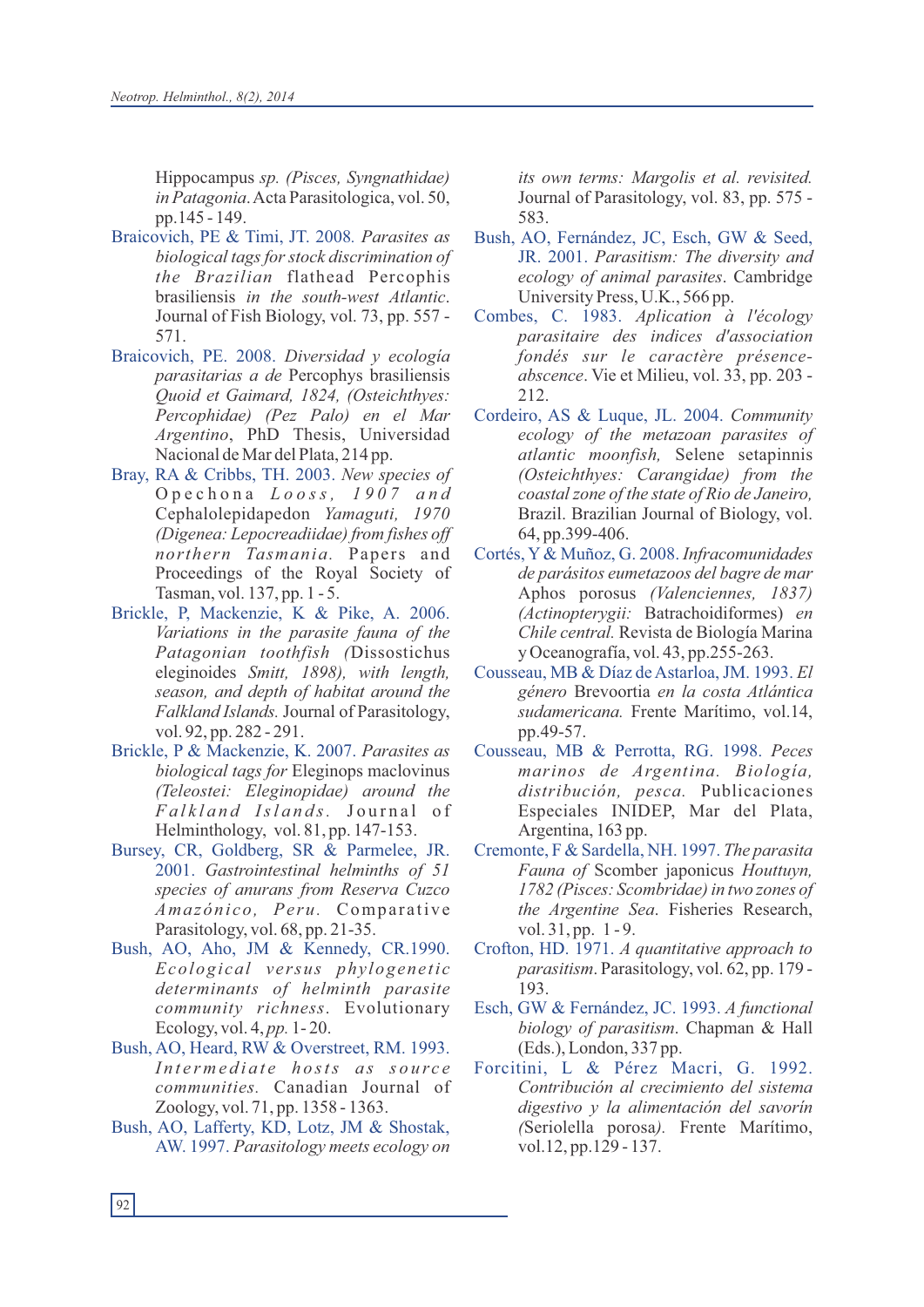Hippocampus *sp. (Pisces, Syngnathidae) in Patagonia*. Acta Parasitologica, vol. 50, pp.145 - 149.

Braicovich, PE & Timi, JT. 2008. *Parasites as biological tags for stock discrimination of the Brazilian* flathead Percophis brasiliensis *in the south-west Atlantic*. Journal of Fish Biology, vol. 73, pp. 557 - 571.

Braicovich, PE. 2008. *Diversidad y ecología parasitarias a de* Percophys brasiliensis *Quoid et Gaimard, 1824, (Osteichthyes: Percophidae) (Pez Palo) en el Mar Argentino*, PhD Thesis, Universidad Nacional de Mar del Plata, 214 pp.

Bray, RA & Cribbs, TH. 2003. *New species of* Opechona *Looss, 1907 and* Cephalolepidapedon *Yamaguti, 1970 (Digenea: Lepocreadiidae) from fishes off northern Tasmania*. Papers and Proceedings of the Royal Society of Tasman, vol. 137, pp. 1 - 5.

Brickle, P, Mackenzie, K & Pike, A. 2006. *Variations in the parasite fauna of the Patagonian toothfish (*Dissostichus eleginoides *Smitt, 1898), with length, season, and depth of habitat around the Falkland Islands.* Journal of Parasitology, vol. 92, pp. 282 - 291.

Brickle, P & Mackenzie, K. 2007. *Parasites as biological tags for* Eleginops maclovinus *(Teleostei: Eleginopidae) around the Falkland Islands*. Journal of Helminthology, vol. 81, pp. 147-153.

Bursey, CR, Goldberg, SR & Parmelee, JR. 2001. *Gastrointestinal helminths of 51 species of anurans from Reserva Cuzco Amazónico, Peru*. Comparative Parasitology, vol. 68, pp. 21-35.

Bush, AO, Aho, JM & Kennedy, CR.1990. *Ecological versus phylogenetic determinants of helminth parasite community richness*. Evolutionary Ecology, vol. 4, *pp.* 1- 20.

Bush, AO, Heard, RW & Overstreet, RM. 1993. *Intermediate hosts as source communities*. Canadian Journal of Zoology, vol. 71, pp. 1358 - 1363.

Bush, AO, Lafferty, KD, Lotz, JM & Shostak, AW. 1997. *Parasitology meets ecology on its own terms: Margolis et al. revisited.* Journal of Parasitology, vol. 83, pp. 575 - 583.

Bush, AO, Fernández, JC, Esch, GW & Seed, JR. 2001. *Parasitism: The diversity and ecology of animal parasites*. Cambridge University Press, U.K., 566 pp.

Combes, C. 1983. *Aplication à l'écology parasitaire des indices d'association fondés sur le caractère présence-abscence*. Vie et Milieu, vol. 33, pp. 203 - 212.

Cordeiro, AS & Luque, JL. 2004. *Community ecology of the metazoan parasites of atlantic moonfish,* Selene setapinnis *(Osteichthyes: Carangidae) from the coastal zone of the state of Rio de Janeiro,* Brazil. Brazilian Journal of Biology, vol. 64, pp.399-406.

Cortés, Y & Muñoz, G. 2008. *Infracomunidades de parásitos eumetazoos del bagre de mar* Aphos porosus *(Valenciennes, 1837) (Actinopterygii:* Batrachoidiformes) *en Chile central.* Revista de Biología Marina y Oceanografía, vol. 43, pp.255-263.

Cousseau, MB & Díaz de Astarloa, JM. 1993. *El género* Brevoortia *en la costa Atlántica sudamericana.* Frente Marítimo, vol.14, pp.49-57.

Cousseau, MB & Perrotta, RG. 1998. *Peces marinos de Argentina. Biología, distribución, pesca.* Publicaciones Especiales INIDEP, Mar del Plata, Argentina, 163 pp.

Cremonte, F & Sardella, NH. 1997. *The parasita Fauna of* Scomber japonicus *Houttuyn, 1782 (Pisces: Scombridae) in two zones of the Argentine Sea*. Fisheries Research, vol. 31, pp. 1 - 9.

Crofton, HD. 1971. *A quantitative approach to parasitism*. Parasitology, vol. 62, pp. 179 - 193.

Esch, GW & Fernández, JC. 1993. *A functional biology of parasitism*. Chapman & Hall (Eds.), London, 337 pp.

Forcitini, L & Pérez Macri, G. 1992. *Contribución al crecimiento del sistema digestivo y la alimentación del savorín (*Seriolella porosa*).* Frente Marítimo, vol.12, pp.129 - 137.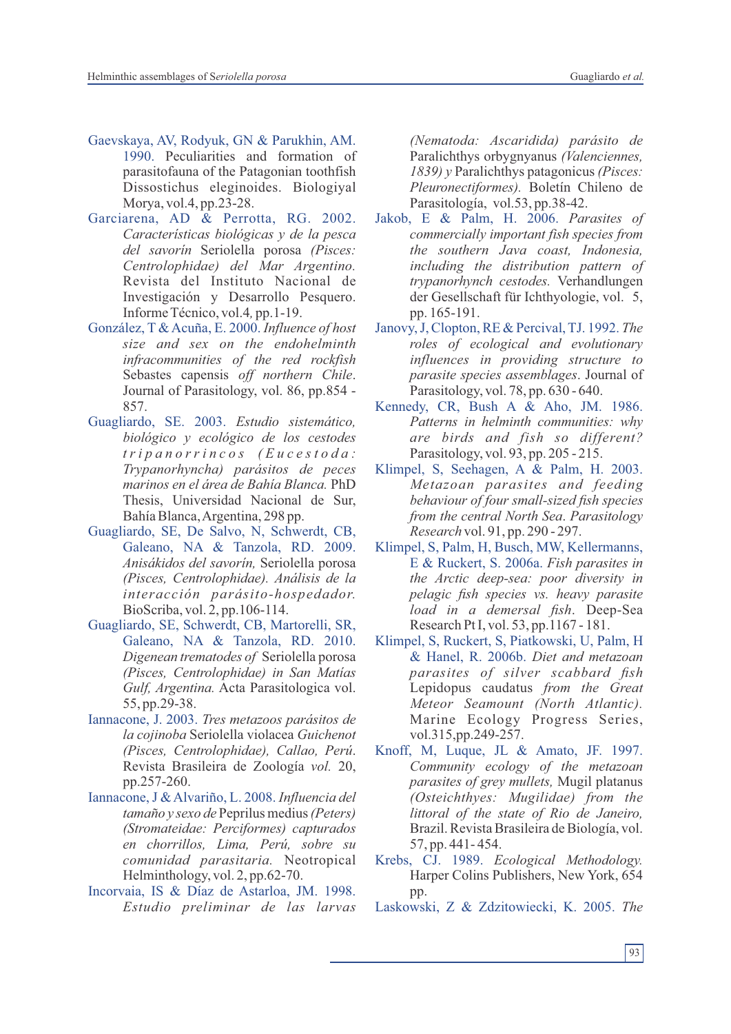Gaevskaya, AV, Rodyuk, GN & Parukhin, AM. 1990. Peculiarities and formation of parasitofauna of the Patagonian toothfish Dissostichus eleginoides. Biologiyal Morya, vol.4, pp.23-28.

Garciarena, AD & Perrotta, RG. 2002. *Características biológicas y de la pesca del savorín* Seriolella porosa *(Pisces: Centrolophidae) del Mar Argentino.* Revista del Instituto Nacional de Investigación y Desarrollo Pesquero. Informe Técnico, vol.4*,* pp.1-19.

González, T & Acuña, E. 2000. *Influence of host size and sex on the endohelminth infracommunities of the red rockfish* Sebastes capensis *off northern Chile*. Journal of Parasitology, vol. 86, pp.854 - 857.

Guagliardo, SE. 2003. *Estudio sistemático, biológico y ecológico de los cestodes tripanorrincos (Eucestoda: Trypanorhyncha) parásitos de peces marinos en el área de Bahía Blanca.* PhD Thesis, Universidad Nacional de Sur, Bahía Blanca, Argentina, 298 pp.

Guagliardo, SE, De Salvo, N, Schwerdt, CB, Galeano, NA & Tanzola, RD. 2009. *Anisákidos del savorín,* Seriolella porosa *(Pisces, Centrolophidae). Análisis de la interacción parásito-hospedador.* BioScriba, vol. 2, pp.106-114.

Guagliardo, SE, Schwerdt, CB, Martorelli, SR, Galeano, NA & Tanzola, RD. 2010. *Digenean trematodes of* Seriolella porosa *(Pisces, Centrolophidae) in San Matías Gulf, Argentina.* Acta Parasitologica vol. 55, pp.29-38.

Iannacone, J. 2003. *Tres metazoos parásitos de la cojinoba* Seriolella violacea *Guichenot (Pisces, Centrolophidae), Callao, Perú*. Revista Brasileira de Zoología *vol.* 20, pp.257-260.

Iannacone, J & Alvariño, L. 2008. *Influencia del tamaño y sexo de* Peprilus medius *(Peters) (Stromateidae: Perciformes) capturados en chorrillos, Lima, Perú, sobre su comunidad parasitaria.* Neotropical Helminthology, vol. 2, pp.62-70.

Incorvaia, IS & Díaz de Astarloa, JM. 1998. *Estudio preliminar de las larvas (Nematoda: Ascaridida) parásito de* Paralichthys orbygnyanus *(Valenciennes, 1839) y* Paralichthys patagonicus *(Pisces: Pleuronectiformes).* Boletín Chileno de Parasitología, vol.53, pp.38-42.

Jakob, E & Palm, H. 2006. *Parasites of commercially important fish species from the southern Java coast, Indonesia, including the distribution pattern of trypanorhynch cestodes.* Verhandlungen der Gesellschaft für Ichthyologie, vol. 5, pp. 165-191.

Janovy, J, Clopton, RE & Percival, TJ. 1992. *The roles of ecological and evolutionary influences in providing structure to parasite species assemblages*. Journal of Parasitology, vol. 78, pp. 630 - 640.

Kennedy, CR, Bush A & Aho, JM. 1986. *Patterns in helminth communities: why are birds and fish so different?* Parasitology, vol. 93, pp. 205 - 215.

Klimpel, S, Seehagen, A & Palm, H. 2003. *Metazoan parasites and feeding behaviour of four small-sized fish species from the central North Sea. Parasitology Research* vol. 91, pp. 290 - 297.

Klimpel, S, Palm, H, Busch, MW, Kellermanns, E & Ruckert, S. 2006a. *Fish parasites in the Arctic deep-sea: poor diversity in pelagic fish species vs. heavy parasite load in a demersal fish*. Deep-Sea Research Pt I, vol. 53, pp.1167 - 181.

Klimpel, S, Ruckert, S, Piatkowski, U, Palm, H & Hanel, R. 2006b. *Diet and metazoan parasites of silver scabbard fish* Lepidopus caudatus *from the Great Meteor Seamount (North Atlantic).* Marine Ecology Progress Series, vol.315, pp.249-257.

Knoff, M, Luque, JL & Amato, JF. 1997. *Community ecology of the metazoan parasites of grey mullets,* Mugil platanus *(Osteichthyes: Mugilidae) from the littoral of the state of Rio de Janeiro,* Brazil. Revista Brasileira de Biología, vol. 57, pp. 441- 454.

Krebs, CJ. 1989. *Ecological Methodology.* Harper Colins Publishers, New York, 654 pp.

Laskowski, Z & Zdzitowiecki, K. 2005. *The*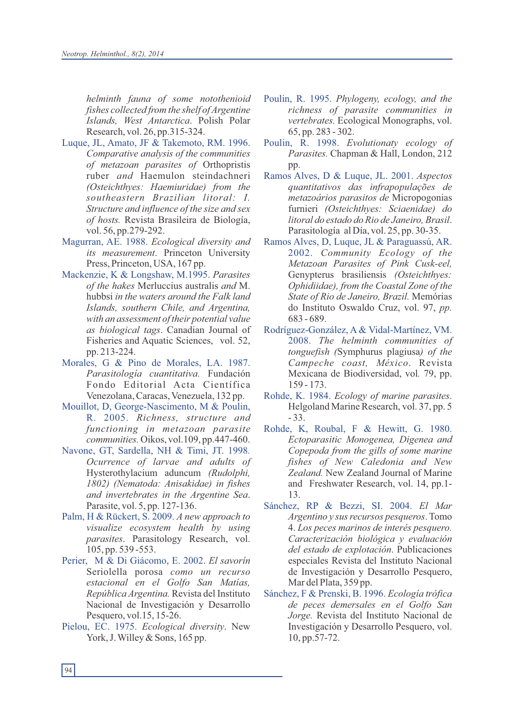*helminth fauna of some notothenioid fishes collected from the shelf of Argentine Islands, West Antarctica*. Polish Polar Research, vol. 26, pp.315-324.

Luque, JL, Amato, JF & Takemoto, RM. 1996. *Comparative analysis of the communities of metazoan parasites of* Orthopristis ruber *and* Haemulon steindachneri *(Osteichthyes: Haemiuridae) from the southeastern Brazilian litoral: I. Structure and influence of the size and sex of hosts.* Revista Brasileira de Biología, vol. 56, pp.279-292.

Magurran, AE. 1988. *Ecological diversity and its measurement*. Princeton University Press, Princeton, USA, 167 pp.

Mackenzie, K & Longshaw, M.1995. *Parasites of the hakes* Merluccius australis *and* M. hubbsi *in the waters around the Falk land Islands, southern Chile, and Argentina, with an assessment of their potential value as biological tags*. Canadian Journal of Fisheries and Aquatic Sciences, vol. 52, pp. 213-224.

Morales, G & Pino de Morales, LA. 1987. *Parasitología cuantitativa.* Fundación Fondo Editorial Acta Científica Venezolana, Caracas, Venezuela, 132 pp.

Mouillot, D, George-Nascimento, M & Poulin, R. 2005. *Richness, structure and functioning in metazoan parasite communities.* Oikos, vol.109, pp.447-460.

Navone, GT, Sardella, NH & Timi, JT. 1998. *Ocurrence of larvae and adults of* Hysterothylacium aduncum *(Rudolphi, 1802) (Nematoda: Anisakidae) in fishes and invertebrates in the Argentine Sea*. Parasite, vol. 5, pp. 127-136.

Palm, H & Rückert, S. 2009. *A new approach to visualize ecosystem health by using parasites*. Parasitology Research, vol. 105, pp. 539 -553.

Perier, M & Di Giácomo, E. 2002. *El savorín* Seriolella porosa *como un recurso estacional en el Golfo San Matías, República Argentina.* Revista del Instituto Nacional de Investigación y Desarrollo Pesquero, vol.15, 15-26.

Pielou, EC. 1975. *Ecological diversity*. New York, J. Willey & Sons, 165 pp.

Poulin, R. 1995. *Phylogeny, ecology, and the richness of parasite communities in vertebrates.* Ecological Monographs, vol. 65, pp. 283 - 302.

Poulin, R. 1998. *Evolutionaty ecology of Parasites.* Chapman & Hall, London, 212 pp.

Ramos Alves, D & Luque, JL. 2001. *Aspectos quantitativos das infrapopulações de metazoários parasitos de* Micropogonias furnieri *(Osteichthyes: Sciaenidae) do litoral do estado do Rio de Janeiro, Brasil*. Parasitología al Día, vol. 25, pp. 30-35.

Ramos Alves, D, Luque, JL & Paraguassú, AR. 2002. *Community Ecology of the Metazoan Parasites of Pink Cusk-eel,* Genypterus brasiliensis *(Osteichthyes: Ophidiidae), from the Coastal Zone of the State of Rio de Janeiro, Brazil.* Memórias do Instituto Oswaldo Cruz, vol. 97, *pp.* 683 - 689.

Rodríguez-González, A & Vidal-Martínez, VM. 2008. *The helminth communities of tonguefish (*Symphurus plagiusa*) of the Campeche coast, México*. Revista Mexicana de Biodiversidad, vol. 79, pp. 159 - 173.

Rohde, K. 1984. *Ecology of marine parasites*. Helgoland Marine Research, vol. 37, pp. 5 - 33.

Rohde, K, Roubal, F & Hewitt, G. 1980. *Ectoparasitic Monogenea, Digenea and Copepoda from the gills of some marine fishes of New Caledonia and New Zealand.* New Zealand Journal of Marine and Freshwater Research, vol. 14, pp.1-13.

Sánchez, RP & Bezzi, SI. 2004. *El Mar Argentino y sus recursos pesqueros*. Tomo 4. *Los peces marinos de interés pesquero. Caracterización biológica y evaluación del estado de explotación*. Publicaciones especiales Revista del Instituto Nacional de Investigación y Desarrollo Pesquero, Mar del Plata, 359 pp.

Sánchez, F & Prenski, B. 1996. *Ecología trófica de peces demersales en el Golfo San Jorge.* Revista del Instituto Nacional de Investigación y Desarrollo Pesquero, vol. 10, pp.57-72.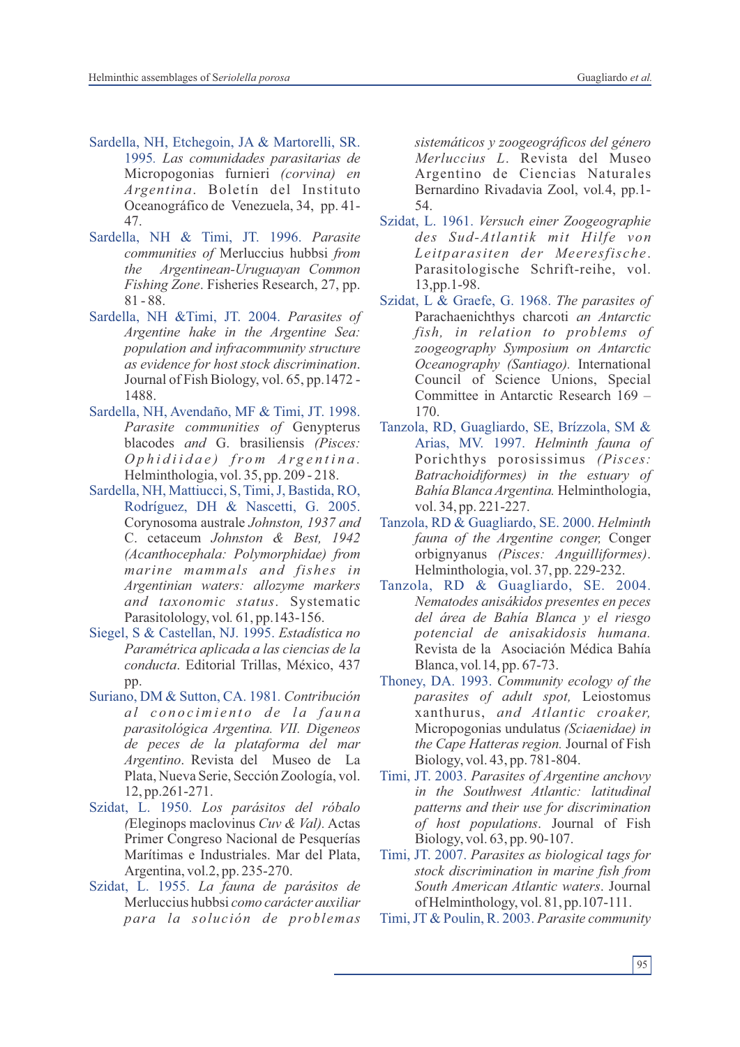Sardella, NH, Etchegoin, JA & Martorelli, SR. 1995. *Las comunidades parasitarias de* Micropogonias furnieri *(corvina) en Argentina*. Boletín del Instituto Oceanográfico de Venezuela, 34, pp. 41-47.

Sardella, NH & Timi, JT. 1996. *Parasite communities of* Merluccius hubbsi *from the Argentinean-Uruguayan Common Fishing Zone*. Fisheries Research, 27, pp. 81 - 88.

Sardella, NH &Timi, JT. 2004. *Parasites of Argentine hake in the Argentine Sea: population and infracommunity structure as evidence for host stock discrimination*. Journal of Fish Biology, vol. 65, pp.1472 - 1488.

Sardella, NH, Avendaño, MF & Timi, JT. 1998. *Parasite communities of* Genypterus blacodes *and* G. brasiliensis *(Pisces: Ophidiidae) from Argentina*. Helminthologia, vol. 35, pp. 209 - 218.

Sardella, NH, Mattiucci, S, Timi, J, Bastida, RO, Rodríguez, DH & Nascetti, G. 2005. Corynosoma australe *Johnston, 1937 and* C. cetaceum *Johnston & Best, 1942 (Acanthocephala: Polymorphidae) from marine mammals and fishes in Argentinian waters: allozyme markers and taxonomic status*. Systematic Parasitolology, vol. 61, pp.143-156.

Siegel, S & Castellan, NJ. 1995. *Estadística no Paramétrica aplicada a las ciencias de la conducta*. Editorial Trillas, México, 437 pp.

Suriano, DM & Sutton, CA. 1981. *Contribución al conocimiento de la fauna parasitológica Argentina. VII. Digeneos de peces de la plataforma del mar Argentino*. Revista del Museo de La Plata, Nueva Serie, Sección Zoología, vol. 12, pp.261-271.

Szidat, L. 1950. *Los parásitos del róbalo (*Eleginops maclovinus *Cuv & Val).* Actas Primer Congreso Nacional de Pesquerías Marítimas e Industriales. Mar del Plata, Argentina, vol.2, pp. 235-270.

Szidat, L. 1955. *La fauna de parásitos de* Merluccius hubbsi *como carácter auxiliar para la solución de problemas sistemáticos y zoogeográficos del género Merluccius L*. Revista del Museo Argentino de Ciencias Naturales Bernardino Rivadavia Zool, vol.4, pp.1-54.

Szidat, L. 1961. *Versuch einer Zoogeographie des Sud-Atlantik mit Hilfe von Leitparasiten der Meeresfische*. Parasitologische Schrift-reihe, vol. 13,pp.1-98.

Szidat, L & Graefe, G. 1968. *The parasites of* Parachaenichthys charcoti *an Antarctic fish, in relation to problems of zoogeography Symposium on Antarctic Oceanography (Santiago).* International Council of Science Unions, Special Committee in Antarctic Research 169 – 170.

Tanzola, RD, Guagliardo, SE, Brízzola, SM & Arias, MV. 1997. *Helminth fauna of* Porichthys porosissimus *(Pisces: Batrachoidiformes) in the estuary of Bahía Blanca Argentina.* Helminthologia, vol. 34, pp. 221-227.

Tanzola, RD & Guagliardo, SE. 2000. *Helminth fauna of the Argentine conger,* Conger orbignyanus *(Pisces: Anguilliformes)*. Helminthologia, vol. 37, pp. 229-232.

Tanzola, RD & Guagliardo, SE. 2004. *Nematodes anisákidos presentes en peces del área de Bahía Blanca y el riesgo potencial de anisakidosis humana.* Revista de la Asociación Médica Bahía Blanca, vol. 14, pp. 67-73.

Thoney, DA. 1993. *Community ecology of the parasites of adult spot,* Leiostomus xanthurus, *and Atlantic croaker,* Micropogonias undulatus *(Sciaenidae) in the Cape Hatteras region.* Journal of Fish Biology, vol. 43, pp. 781-804.

Timi, JT. 2003. *Parasites of Argentine anchovy in the Southwest Atlantic: latitudinal patterns and their use for discrimination of host populations*. Journal of Fish Biology, vol. 63, pp. 90-107.

Timi, JT. 2007. *Parasites as biological tags for stock discrimination in marine fish from South American Atlantic waters*. Journal of Helminthology, vol. 81, pp.107-111.

Timi, JT & Poulin, R. 2003. *Parasite community*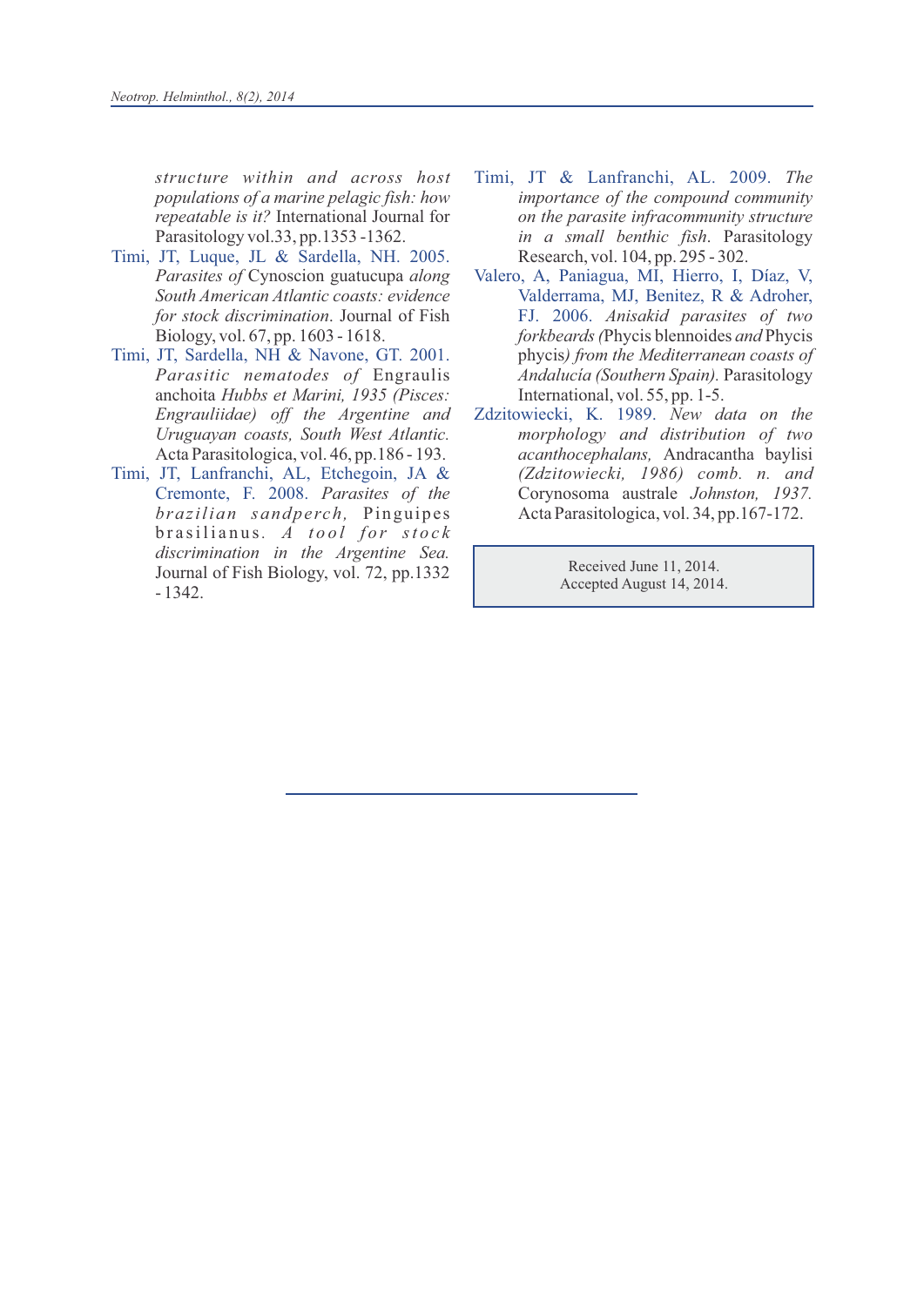*structure within and across host populations of a marine pelagic fish: how repeatable is it?* International Journal for Parasitology vol.33, pp.1353 -1362.

Timi, JT, Luque, JL & Sardella, NH. 2005. *Parasites of* Cynoscion guatucupa *along South American Atlantic coasts: evidence for stock discrimination*. Journal of Fish Biology, vol. 67, pp. 1603 - 1618.

Timi, JT, Sardella, NH & Navone, GT. 2001. *Parasitic nematodes of* Engraulis anchoita *Hubbs et Marini, 1935 (Pisces: Engrauliidae) off the Argentine and Uruguayan coasts, South West Atlantic*. Acta Parasitologica, vol. 46, pp.186 - 193.

Timi, JT, Lanfranchi, AL, Etchegoin, JA & Cremonte, F. 2008. *Parasites of the brazilian sandperch,* Pinguipes brasilianus. *A tool for stock discrimination in the Argentine Sea.* Journal of Fish Biology, vol. 72, pp.1332 - 1342.

Timi, JT & Lanfranchi, AL. 2009. *The importance of the compound community on the parasite infracommunity structure in a small benthic fish*. Parasitology Research, vol. 104, pp. 295 - 302.

Valero, A, Paniagua, MI, Hierro, I, Díaz, V, Valderrama, MJ, Benitez, R & Adroher, FJ. 2006. *Anisakid parasites of two forkbeards (*Phycis blennoides *and* Phycis phycis*) from the Mediterranean coasts of Andalucía (Southern Spain).* Parasitology International, vol. 55, pp. 1-5.

Zdzitowiecki, K. 1989. *New data on the morphology and distribution of two acanthocephalans,* Andracantha baylisi *(Zdzitowiecki, 1986) comb. n. and* Corynosoma australe *Johnston, 1937.* Acta Parasitologica, vol. 34, pp.167-172.

Received June 11, 2014.
Accepted August 14, 2014.